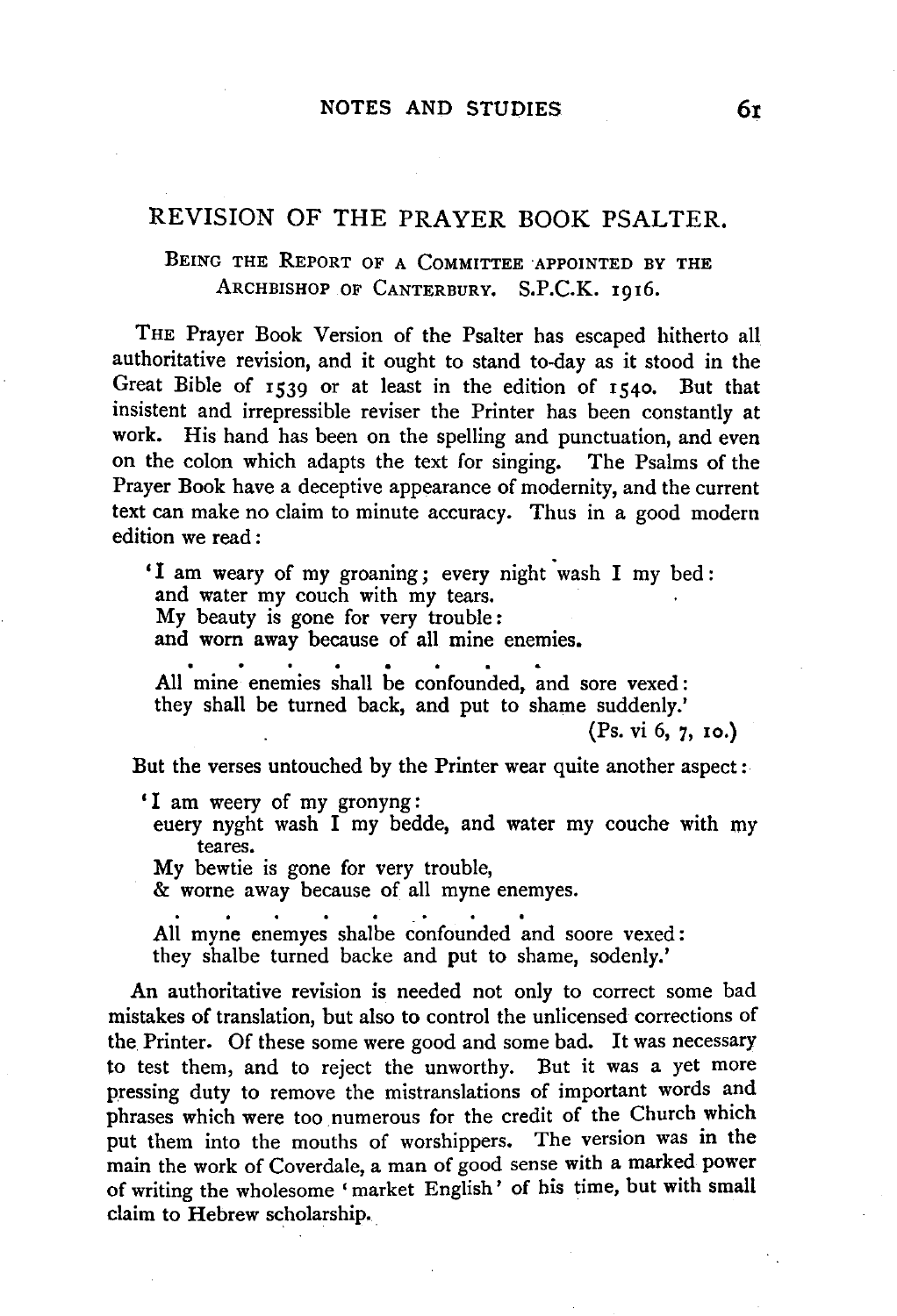## REVISION OF THE PRAYER BOOK PSALTER.

BEING THE REPORT OF A COMMITTEE APPOINTED BY THE ARCHBISHOP OF CANTERBURY. S.P.C.K. 1916.

THE Prayer Book Version of the Psalter has escaped hitherto all authoritative revision, and it ought to stand to-day as it stood in the Great Bible of 1539 or at least in the edition of 1540. But that insistent and irrepressible reviser the Printer has been constantly at work. His hand has been on the spelling and punctuation, and even on the colon which adapts the text for singing. The Psalms of the Prayer Book have a deceptive appearance of modernity, and the current text can make no claim to minute accuracy. Thus in a good modern edition we read:

> 'I am weary of my groaning; every night wash I my bed:
> and water my couch with my tears.
> My beauty is gone for very trouble:
> and worn away because of all mine enemies.
>
> . . . . . . . .
>
> All mine enemies shall be confounded, and sore vexed:
> they shall be turned back, and put to shame suddenly.'
>
> (Ps. vi 6, 7, 10.)

But the verses untouched by the Printer wear quite another aspect:

> 'I am weery of my gronyng:
> euery nyght wash I my bedde, and water my couche with my teares.
> My bewtie is gone for very trouble,
> & worne away because of all myne enemyes.
>
> . . . . . . . .
>
> All myne enemyes shalbe confounded and soore vexed:
> they shalbe turned backe and put to shame, sodenly.'

An authoritative revision is needed not only to correct some bad mistakes of translation, but also to control the unlicensed corrections of the Printer. Of these some were good and some bad. It was necessary to test them, and to reject the unworthy. But it was a yet more pressing duty to remove the mistranslations of important words and phrases which were too numerous for the credit of the Church which put them into the mouths of worshippers. The version was in the main the work of Coverdale, a man of good sense with a marked power of writing the wholesome 'market English' of his time, but with small claim to Hebrew scholarship.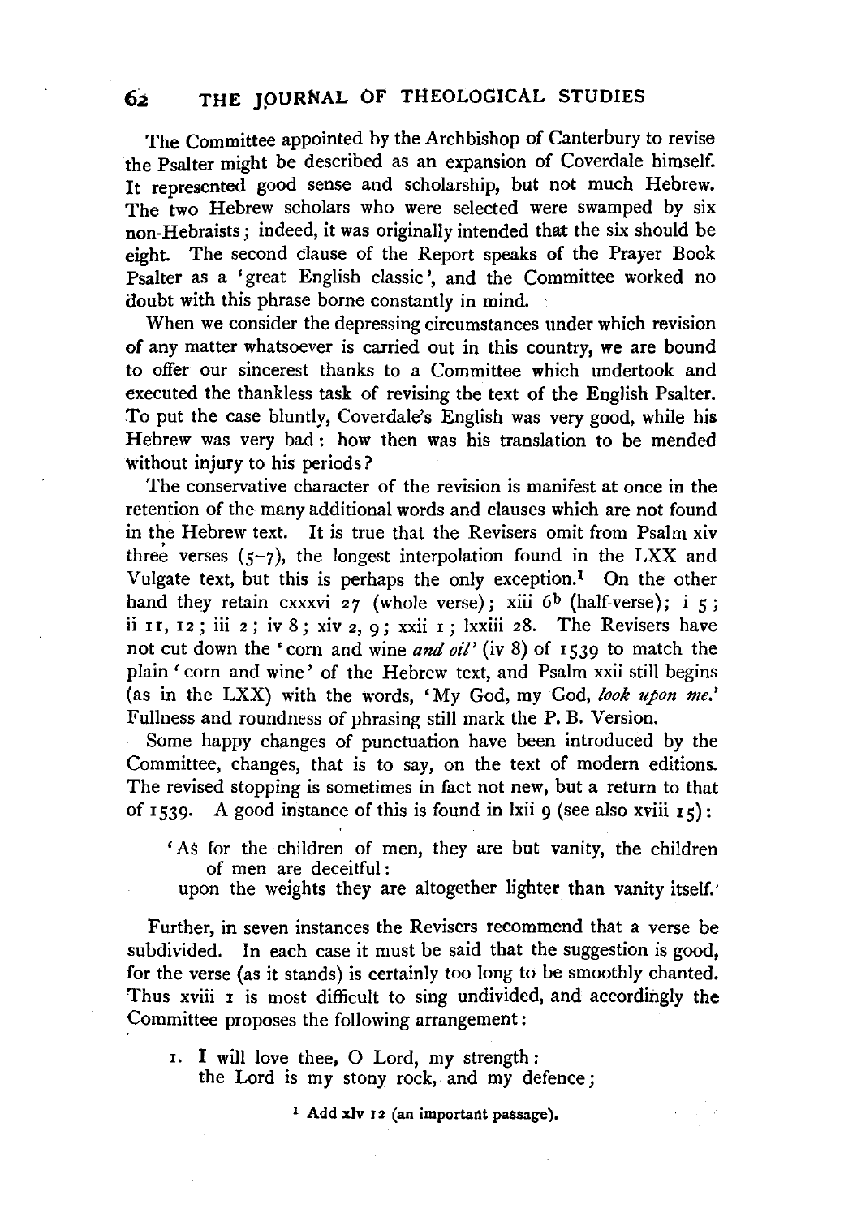The Committee appointed by the Archbishop of Canterbury to revise the Psalter might be described as an expansion of Coverdale himself. It represented good sense and scholarship, but not much Hebrew. The two Hebrew scholars who were selected were swamped by six non-Hebraists; indeed, it was originally intended that the six should be eight. The second clause of the Report speaks of the Prayer Book Psalter as a 'great English classic', and the Committee worked no doubt with this phrase borne constantly in mind.

When we consider the depressing circumstances under which revision of any matter whatsoever is carried out in this country, we are bound to offer our sincerest thanks to a Committee which undertook and executed the thankless task of revising the text of the English Psalter. To put the case bluntly, Coverdale's English was very good, while his Hebrew was very bad: how then was his translation to be mended without injury to his periods?

The conservative character of the revision is manifest at once in the retention of the many additional words and clauses which are not found in the Hebrew text. It is true that the Revisers omit from Psalm xiv three verses (5–7), the longest interpolation found in the LXX and Vulgate text, but this is perhaps the only exception.[1] On the other hand they retain cxxxvi 27 (whole verse); xiii 6[b] (half-verse); i 5; ii 11, 12; iii 2; iv 8; xiv 2, 9; xxii 1; lxxiii 28. The Revisers have not cut down the 'corn and wine *and oil*' (iv 8) of 1539 to match the plain 'corn and wine' of the Hebrew text, and Psalm xxii still begins (as in the LXX) with the words, 'My God, my God, *look upon me*.' Fullness and roundness of phrasing still mark the P. B. Version.

Some happy changes of punctuation have been introduced by the Committee, changes, that is to say, on the text of modern editions. The revised stopping is sometimes in fact not new, but a return to that of 1539. A good instance of this is found in lxii 9 (see also xviii 15):

> 'As for the children of men, they are but vanity, the children of men are deceitful:
> upon the weights they are altogether lighter than vanity itself.'

Further, in seven instances the Revisers recommend that a verse be subdivided. In each case it must be said that the suggestion is good, for the verse (as it stands) is certainly too long to be smoothly chanted. Thus xviii 1 is most difficult to sing undivided, and accordingly the Committee proposes the following arrangement:

> 1. I will love thee, O Lord, my strength:
> the Lord is my stony rock, and my defence;

[1] Add xlv 12 (an important passage).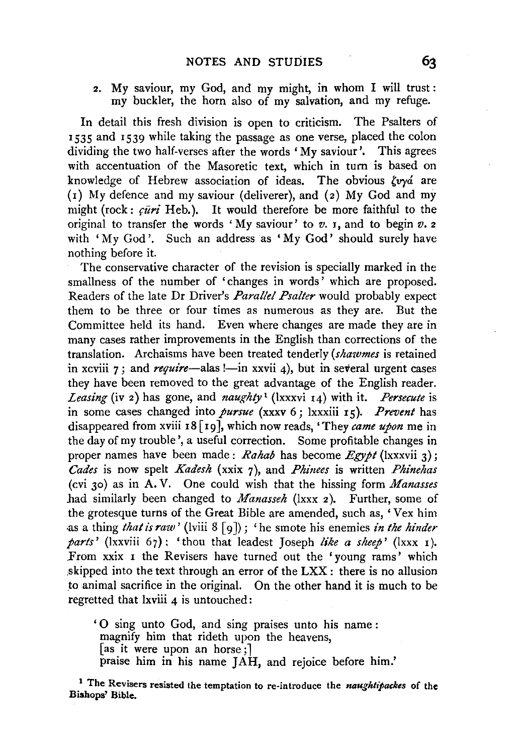2. My saviour, my God, and my might, in whom I will trust: my buckler, the horn also of my salvation, and my refuge.

In detail this fresh division is open to criticism. The Psalters of 1535 and 1539 while taking the passage as one verse, placed the colon dividing the two half-verses after the words 'My saviour'. This agrees with accentuation of the Masoretic text, which in turn is based on knowledge of Hebrew association of ideas. The obvious ζυγά are (1) My defence and my saviour (deliverer), and (2) My God and my might (rock: *çûri* Heb.). It would therefore be more faithful to the original to transfer the words 'My saviour' to *v.* 1, and to begin *v.* 2 with 'My God'. Such an address as 'My God' should surely have nothing before it.

The conservative character of the revision is specially marked in the smallness of the number of 'changes in words' which are proposed. Readers of the late Dr Driver's *Parallel Psalter* would probably expect them to be three or four times as numerous as they are. But the Committee held its hand. Even where changes are made they are in many cases rather improvements in the English than corrections of the translation. Archaisms have been treated tenderly (*shawmes* is retained in xcviii 7; and *require*—alas!—in xxvii 4), but in several urgent cases they have been removed to the great advantage of the English reader. *Leasing* (iv 2) has gone, and *naughty*[1] (lxxxvi 14) with it. *Persecute* is in some cases changed into *pursue* (xxxv 6; lxxxiii 15). *Prevent* has disappeared from xviii 18 [19], which now reads, 'They *came upon* me in the day of my trouble', a useful correction. Some profitable changes in proper names have been made: *Rahab* has become *Egypt* (lxxxvii 3); *Cades* is now spelt *Kadesh* (xxix 7), and *Phinees* is written *Phinehas* (cvi 30) as in A.V. One could wish that the hissing form *Manasses* had similarly been changed to *Manasseh* (lxxx 2). Further, some of the grotesque turns of the Great Bible are amended, such as, 'Vex him as a thing *that is raw*' (lviii 8 [9]); 'he smote his enemies *in the hinder parts*' (lxxviii 67); 'thou that leadest Joseph *like a sheep*' (lxxx 1). From xxix 1 the Revisers have turned out the 'young rams' which skipped into the text through an error of the LXX: there is no allusion to animal sacrifice in the original. On the other hand it is much to be regretted that lxviii 4 is untouched:

> 'O sing unto God, and sing praises unto his name:
> magnify him that rideth upon the heavens,
> [as it were upon an horse;]
> praise him in his name JAH, and rejoice before him.'

[1] The Revisers resisted the temptation to re-introduce the *naughtipackes* of the Bishops' Bible.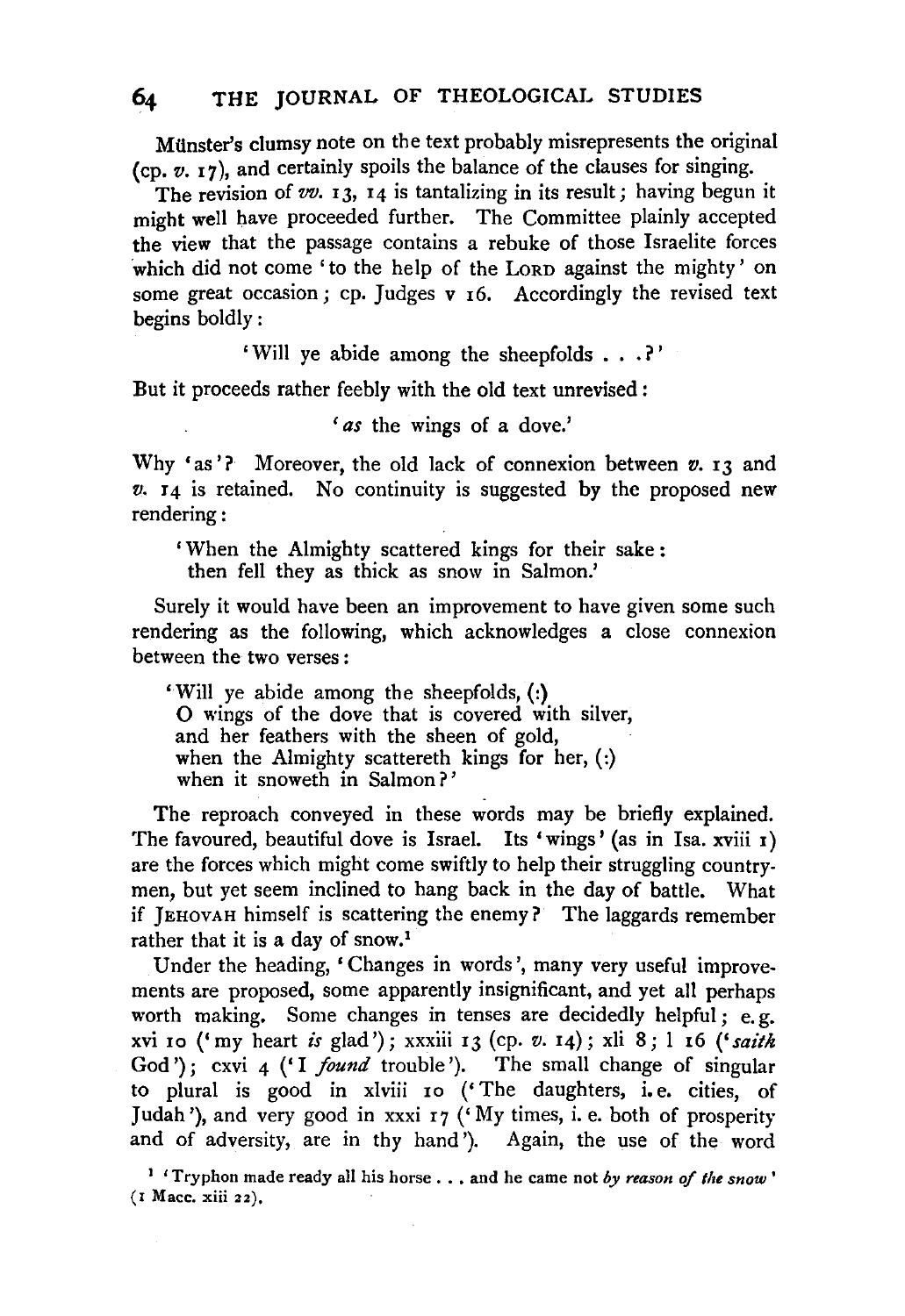Münster's clumsy note on the text probably misrepresents the original (cp. *v.* 17), and certainly spoils the balance of the clauses for singing.

The revision of *vv.* 13, 14 is tantalizing in its result; having begun it might well have proceeded further. The Committee plainly accepted the view that the passage contains a rebuke of those Israelite forces which did not come 'to the help of the LORD against the mighty' on some great occasion; cp. Judges v 16. Accordingly the revised text begins boldly:

> 'Will ye abide among the sheepfolds . . .?'

But it proceeds rather feebly with the old text unrevised:

> '*as* the wings of a dove.'

Why 'as'? Moreover, the old lack of connexion between *v.* 13 and *v.* 14 is retained. No continuity is suggested by the proposed new rendering:

> 'When the Almighty scattered kings for their sake:
> then fell they as thick as snow in Salmon.'

Surely it would have been an improvement to have given some such rendering as the following, which acknowledges a close connexion between the two verses:

> 'Will ye abide among the sheepfolds, (:)
> O wings of the dove that is covered with silver,
> and her feathers with the sheen of gold,
> when the Almighty scattereth kings for her, (:)
> when it snoweth in Salmon?'

The reproach conveyed in these words may be briefly explained. The favoured, beautiful dove is Israel. Its 'wings' (as in Isa. xviii 1) are the forces which might come swiftly to help their struggling countrymen, but yet seem inclined to hang back in the day of battle. What if JEHOVAH himself is scattering the enemy? The laggards remember rather that it is a day of snow.[1]

Under the heading, 'Changes in words', many very useful improvements are proposed, some apparently insignificant, and yet all perhaps worth making. Some changes in tenses are decidedly helpful; e.g. xvi 10 ('my heart *is* glad'); xxxiii 13 (cp. *v.* 14); xli 8; l 16 ('*saith* God'); cxvi 4 ('I *found* trouble'). The small change of singular to plural is good in xlviii 10 ('The daughters, i.e. cities, of Judah'), and very good in xxxi 17 ('My times, i.e. both of prosperity and of adversity, are in thy hand'). Again, the use of the word

[1] 'Tryphon made ready all his horse . . . and he came not *by reason of the snow*' (1 Macc. xiii 22).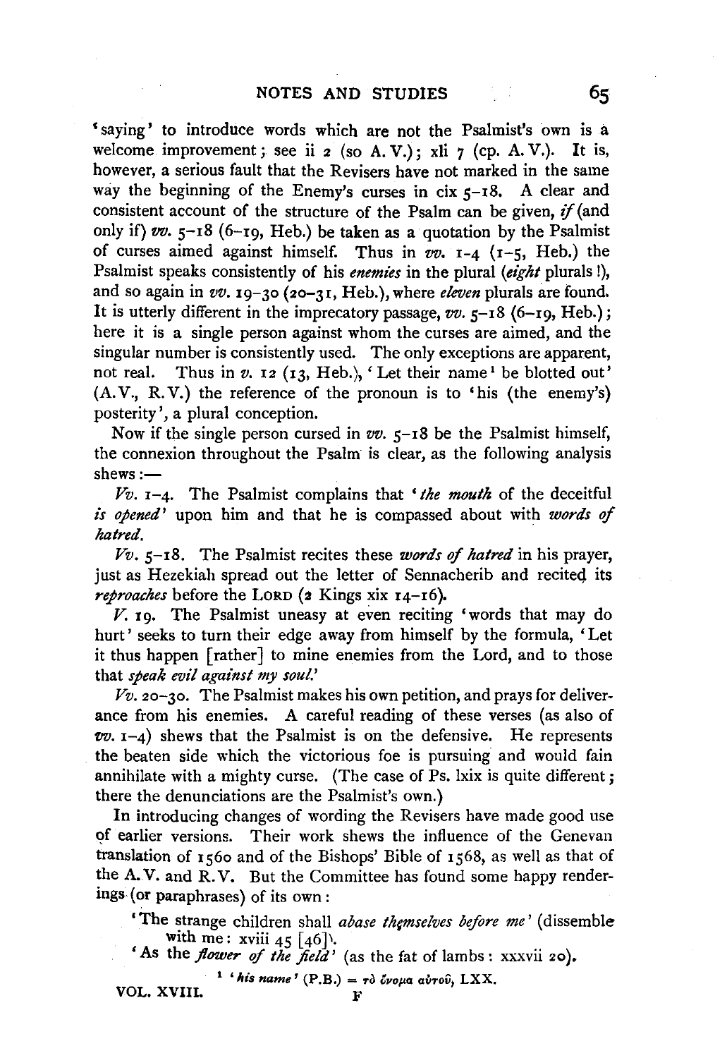'saying' to introduce words which are not the Psalmist's own is a welcome improvement; see ii 2 (so A.V.); xli 7 (cp. A.V.). It is, however, a serious fault that the Revisers have not marked in the same way the beginning of the Enemy's curses in cix 5–18. A clear and consistent account of the structure of the Psalm can be given, *if* (and only if) *vv.* 5–18 (6–19, Heb.) be taken as a quotation by the Psalmist of curses aimed against himself. Thus in *vv.* 1–4 (1–5, Heb.) the Psalmist speaks consistently of his *enemies* in the plural (*eight* plurals !), and so again in *vv.* 19–30 (20–31, Heb.), where *eleven* plurals are found. It is utterly different in the imprecatory passage, *vv.* 5–18 (6–19, Heb.); here it is a single person against whom the curses are aimed, and the singular number is consistently used. The only exceptions are apparent, not real. Thus in *v.* 12 (13, Heb.), 'Let their name[1] be blotted out' (A.V., R.V.) the reference of the pronoun is to 'his (the enemy's) posterity', a plural conception.

Now if the single person cursed in *vv.* 5–18 be the Psalmist himself, the connexion throughout the Psalm is clear, as the following analysis shews:—

*Vv.* 1–4. The Psalmist complains that '*the mouth* of the deceitful *is opened*' upon him and that he is compassed about with *words of hatred*.

*Vv.* 5–18. The Psalmist recites these *words of hatred* in his prayer, just as Hezekiah spread out the letter of Sennacherib and recited its *reproaches* before the LORD (2 Kings xix 14–16).

*V.* 19. The Psalmist uneasy at even reciting 'words that may do hurt' seeks to turn their edge away from himself by the formula, 'Let it thus happen [rather] to mine enemies from the Lord, and to those that *speak evil against my soul*.'

*Vv.* 20–30. The Psalmist makes his own petition, and prays for deliverance from his enemies. A careful reading of these verses (as also of *vv.* 1–4) shews that the Psalmist is on the defensive. He represents the beaten side which the victorious foe is pursuing and would fain annihilate with a mighty curse. (The case of Ps. lxix is quite different; there the denunciations are the Psalmist's own.)

In introducing changes of wording the Revisers have made good use of earlier versions. Their work shews the influence of the Genevan translation of 1560 and of the Bishops' Bible of 1568, as well as that of the A.V. and R.V. But the Committee has found some happy renderings (or paraphrases) of its own:

> 'The strange children shall *abase themselves before me*' (dissemble with me: xviii 45 [46]).
>
> 'As the *flower of the field*' (as the fat of lambs: xxxvii 20).

[1] '*his name*' (P.B.) = τὸ ὄνομα αὐτοῦ, LXX.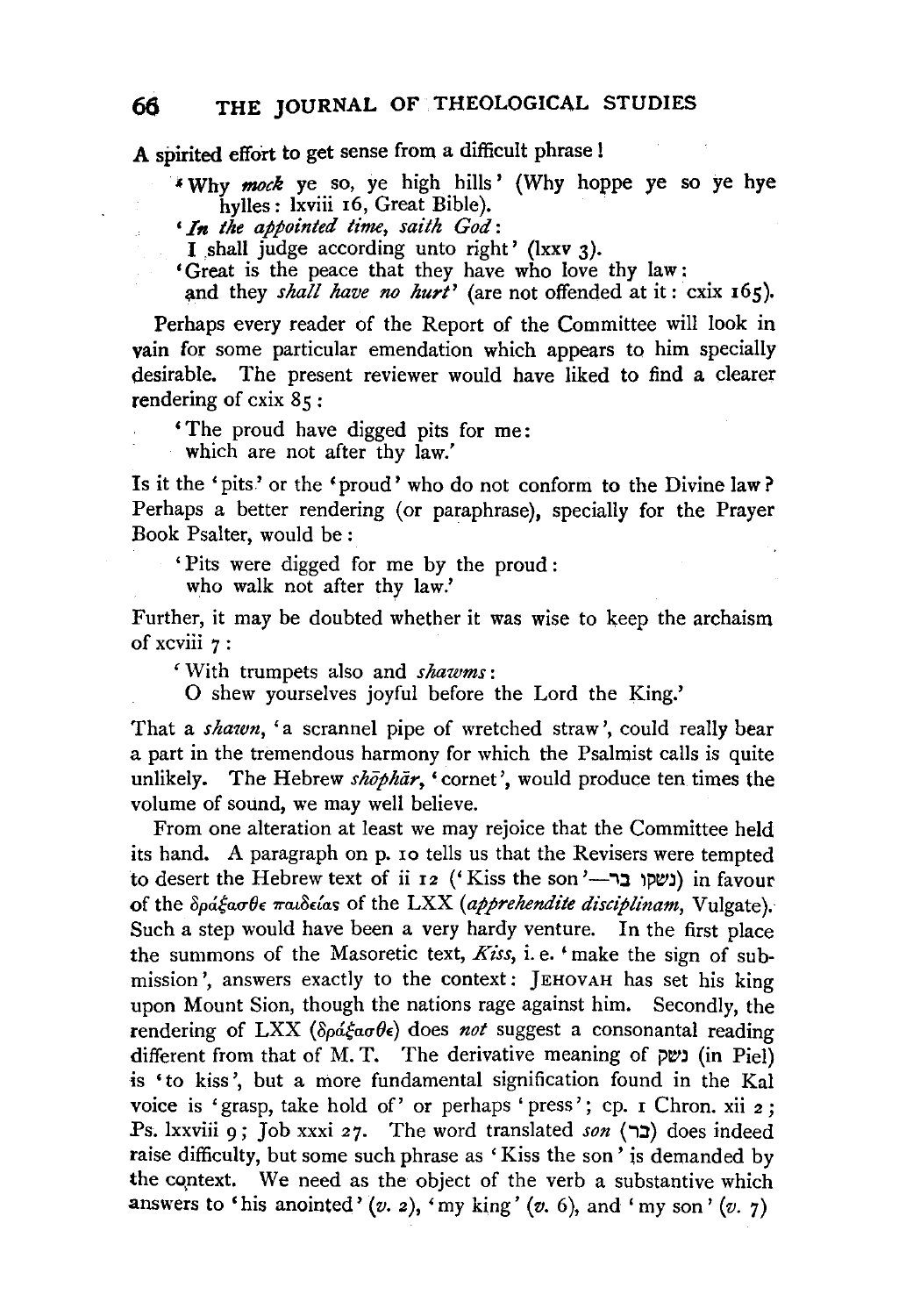A spirited effort to get sense from a difficult phrase!

> 'Why *mock* ye so, ye high hills' (Why hoppe ye so ye hye hylles: lxviii 16, Great Bible).
>
> '*In the appointed time, saith God*:
> I shall judge according unto right' (lxxv 3).
>
> 'Great is the peace that they have who love thy law:
> and they *shall have no hurt*' (are not offended at it: cxix 165).

Perhaps every reader of the Report of the Committee will look in vain for some particular emendation which appears to him specially desirable. The present reviewer would have liked to find a clearer rendering of cxix 85:

> 'The proud have digged pits for me:
> which are not after thy law.'

Is it the 'pits' or the 'proud' who do not conform to the Divine law? Perhaps a better rendering (or paraphrase), specially for the Prayer Book Psalter, would be:

> 'Pits were digged for me by the proud:
> who walk not after thy law.'

Further, it may be doubted whether it was wise to keep the archaism of xcviii 7:

> 'With trumpets also and *shawms*:
> O shew yourselves joyful before the Lord the King.'

That a *shawn*, 'a scrannel pipe of wretched straw', could really bear a part in the tremendous harmony for which the Psalmist calls is quite unlikely. The Hebrew *shōphār*, 'cornet', would produce ten times the volume of sound, we may well believe.

From one alteration at least we may rejoice that the Committee held its hand. A paragraph on p. 10 tells us that the Revisers were tempted to desert the Hebrew text of ii 12 ('Kiss the son'—נשקו בר) in favour of the δράξασθε παιδείας of the LXX (*apprehendite disciplinam*, Vulgate). Such a step would have been a very hardy venture. In the first place the summons of the Masoretic text, *Kiss*, i. e. 'make the sign of submission', answers exactly to the context: JEHOVAH has set his king upon Mount Sion, though the nations rage against him. Secondly, the rendering of LXX (δράξασθε) does *not* suggest a consonantal reading different from that of M. T. The derivative meaning of נשק (in Piel) is 'to kiss', but a more fundamental signification found in the Kal voice is 'grasp, take hold of' or perhaps 'press'; cp. 1 Chron. xii 2; Ps. lxxviii 9; Job xxxi 27. The word translated *son* (בר) does indeed raise difficulty, but some such phrase as 'Kiss the son' is demanded by the context. We need as the object of the verb a substantive which answers to 'his anointed' (*v.* 2), 'my king' (*v.* 6), and 'my son' (*v.* 7)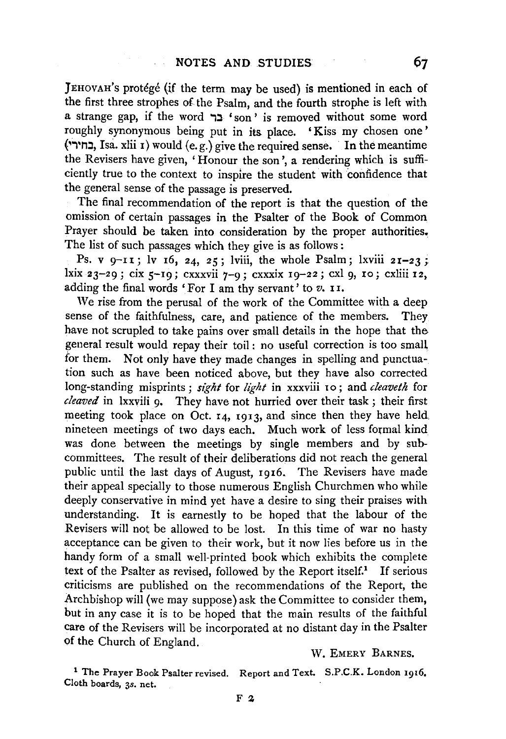JEHOVAH's protégé (if the term may be used) is mentioned in each of the first three strophes of the Psalm, and the fourth strophe is left with a strange gap, if the word בר 'son' is removed without some word roughly synonymous being put in its place. 'Kiss my chosen one' (בחירי, Isa. xlii 1) would (e. g.) give the required sense. In the meantime the Revisers have given, 'Honour the son', a rendering which is sufficiently true to the context to inspire the student with confidence that the general sense of the passage is preserved.

The final recommendation of the report is that the question of the omission of certain passages in the Psalter of the Book of Common Prayer should be taken into consideration by the proper authorities. The list of such passages which they give is as follows:

Ps. v 9–11; lv 16, 24, 25; lviii, the whole Psalm; lxviii 21–23; lxix 23–29; cix 5–19; cxxxvii 7–9; cxxxix 19–22; cxl 9, 10; cxliii 12, adding the final words 'For I am thy servant' to *v.* 11.

We rise from the perusal of the work of the Committee with a deep sense of the faithfulness, care, and patience of the members. They have not scrupled to take pains over small details in the hope that the general result would repay their toil: no useful correction is too small for them. Not only have they made changes in spelling and punctuation such as have been noticed above, but they have also corrected long-standing misprints; *sight* for *light* in xxxviii 10; and *cleaveth* for *cleaved* in lxxviii 9. They have not hurried over their task; their first meeting took place on Oct. 14, 1913, and since then they have held nineteen meetings of two days each. Much work of less formal kind was done between the meetings by single members and by sub-committees. The result of their deliberations did not reach the general public until the last days of August, 1916. The Revisers have made their appeal specially to those numerous English Churchmen who while deeply conservative in mind yet have a desire to sing their praises with understanding. It is earnestly to be hoped that the labour of the Revisers will not be allowed to be lost. In this time of war no hasty acceptance can be given to their work, but it now lies before us in the handy form of a small well-printed book which exhibits the complete text of the Psalter as revised, followed by the Report itself.[1] If serious criticisms are published on the recommendations of the Report, the Archbishop will (we may suppose) ask the Committee to consider them, but in any case it is to be hoped that the main results of the faithful care of the Revisers will be incorporated at no distant day in the Psalter of the Church of England.

W. EMERY BARNES.

[1] The Prayer Book Psalter revised. Report and Text. S.P.C.K. London 1916. Cloth boards, 3*s.* net.